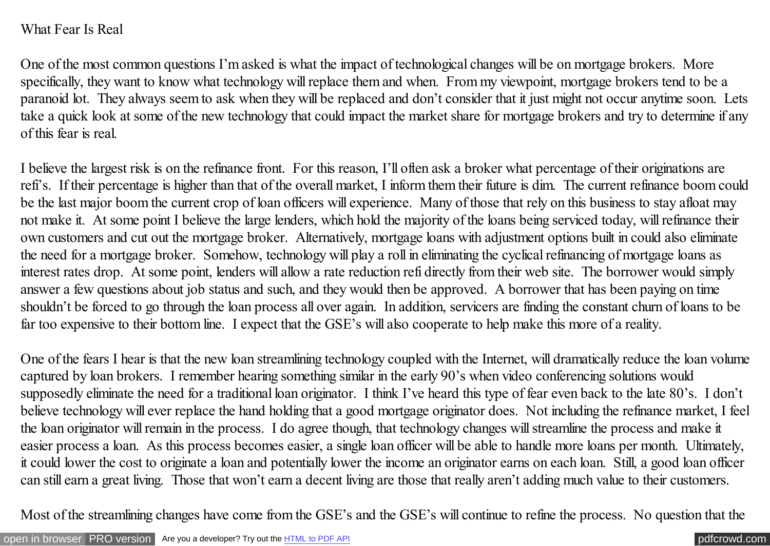# What Fear Is Real

One of the most common questions I'm asked is what the impact of technological changes will be on mortgage brokers. More specifically, they want to know what technology will replace them and when. From my viewpoint, mortgage brokers tend to be a paranoid lot. They always seem to ask when they will be replaced and don't consider that it just might not occur anytime soon. Lets take a quick look at some of the new technology that could impact the market share for mortgage brokers and try to determine if any of this fear is real.

I believe the largest risk is on the refinance front. For this reason, I'll often ask a broker what percentage of their originations are refi's. If their percentage is higher than that of the overall market, I inform them their future is dim. The current refinance boom could be the last major boom the current crop of loan officers will experience. Many of those that rely on this business to stay afloat may not make it. At some point I believe the large lenders, which hold the majority of the loans being serviced today, will refinance their own customers and cut out the mortgage broker. Alternatively, mortgage loans with adjustment options built in could also eliminate the need for a mortgage broker. Somehow, technology will play a roll in eliminating the cyclical refinancing of mortgage loans as interest rates drop. At some point, lenders will allow a rate reduction refi directly from their web site. The borrower would simply answer a few questions about job status and such, and they would then be approved. A borrower that has been paying on time shouldn't be forced to go through the loan process all over again. In addition, servicers are finding the constant churn of loans to be far too expensive to their bottom line. I expect that the GSE's will also cooperate to help make this more of a reality.

One of the fears I hear is that the new loan streamlining technology coupled with the Internet, will dramatically reduce the loan volume captured by loan brokers. I remember hearing something similar in the early 90's when video conferencing solutions would supposedly eliminate the need for a traditional loan originator. I think I've heard this type of fear even back to the late 80's. I don't believe technology will ever replace the hand holding that a good mortgage originator does. Not including the refinance market, I feel the loan originator will remain in the process. I do agree though, that technology changes will streamline the process and make it easier process a loan. As this process becomes easier, a single loan officer will be able to handle more loans per month. Ultimately, it could lower the cost to originate a loan and potentially lower the income an originator earns on each loan. Still, a good loan officer can still earn a great living. Those that won't earn a decent living are those that really aren't adding much value to their customers.

Most of the streamlining changes have come from the GSE's and the GSE's will continue to refine the process. No question that the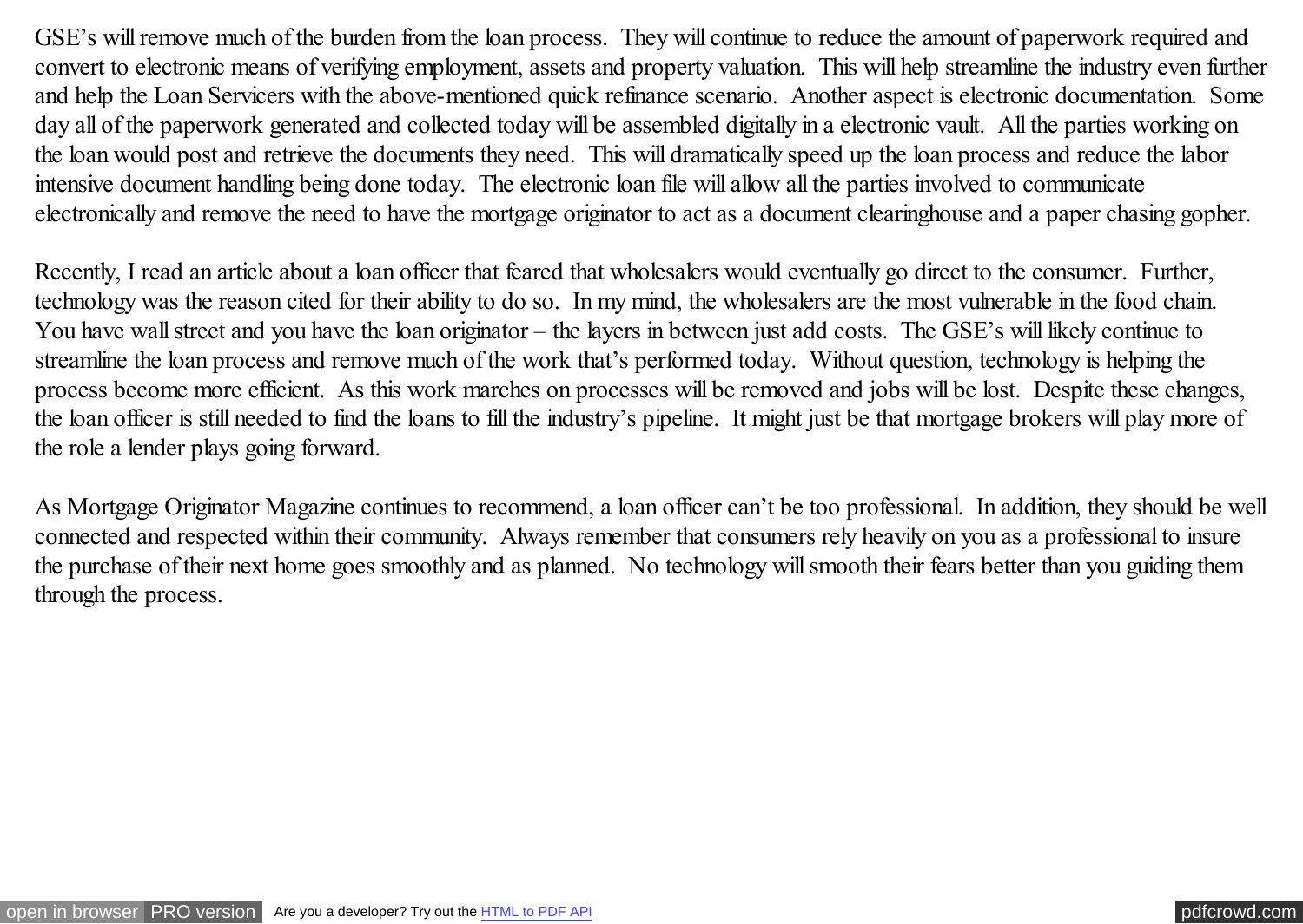GSE's will remove much of the burden from the loan process. They will continue to reduce the amount of paperwork required and convert to electronic means of verifying employment, assets and property valuation. This will help streamline the industry even further and help the Loan Servicers with the above-mentioned quick refinance scenario. Another aspect is electronic documentation. Some day all of the paperwork generated and collected today will be assembled digitally in a electronic vault. All the parties working on the loan would post and retrieve the documents they need. This will dramatically speed up the loan process and reduce the labor intensive document handling being done today. The electronic loan file will allow all the parties involved to communicate electronically and remove the need to have the mortgage originator to act as a document clearinghouse and a paper chasing gopher.

Recently, I read an article about a loan officer that feared that wholesalers would eventually go direct to the consumer. Further, technology was the reason cited for their ability to do so. In my mind, the wholesalers are the most vulnerable in the food chain. You have wall street and you have the loan originator – the layers in between just add costs. The GSE's will likely continue to streamline the loan process and remove much of the work that's performed today. Without question, technology is helping the process become more efficient. As this work marches on processes will be removed and jobs will be lost. Despite these changes, the loan officer is still needed to find the loans to fill the industry's pipeline. It might just be that mortgage brokers will play more of the role a lender plays going forward.

As Mortgage Originator Magazine continues to recommend, a loan officer can't be too professional. In addition, they should be well connected and respected within their community. Always remember that consumers rely heavily on you as a professional to insure the purchase of their next home goes smoothly and as planned. No technology will smooth their fears better than you guiding them through the process.